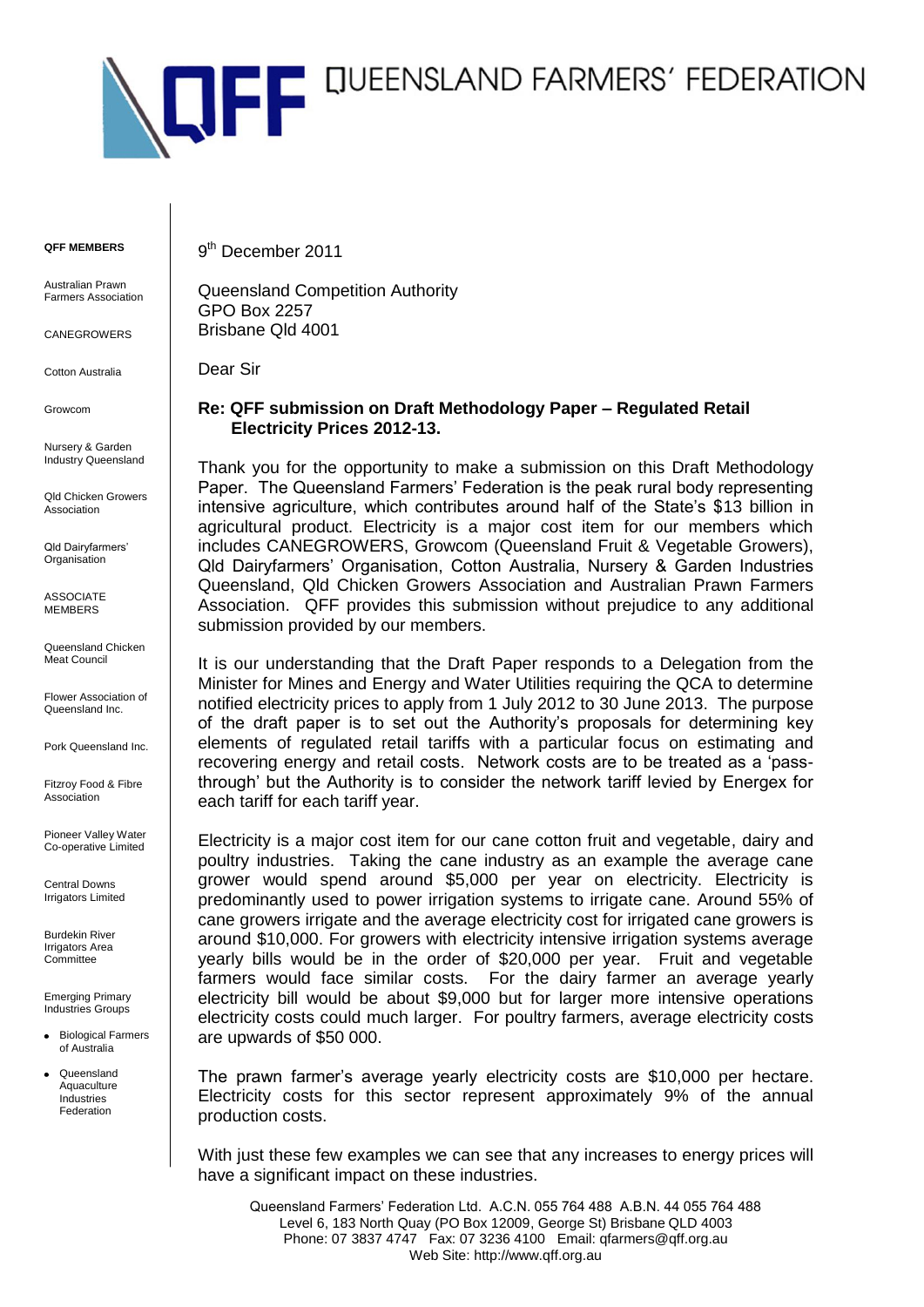# QUEENSLAND FARMERS' FEDERATION

**QFF MEMBERS**

Australian Prawn Farmers Association

CANEGROWERS

Cotton Australia

Growcom

Nursery & Garden Industry Queensland

Qld Chicken Growers Association

Qld Dairyfarmers' Organisation

ASSOCIATE MEMBERS

Queensland Chicken Meat Council

Flower Association of Queensland Inc.

Pork Queensland Inc.

Fitzroy Food & Fibre Association

Pioneer Valley Water Co-operative Limited

Central Downs Irrigators Limited

Burdekin River Irrigators Area Committee

Emerging Primary Industries Groups

- Biological Farmers of Australia
- Queensland Aquaculture Industries Federation

9th December 2011

Queensland Competition Authority
GPO Box 2257
Brisbane Qld 4001

Dear Sir

**Re: QFF submission on Draft Methodology Paper – Regulated Retail Electricity Prices 2012-13.**

Thank you for the opportunity to make a submission on this Draft Methodology Paper. The Queensland Farmers' Federation is the peak rural body representing intensive agriculture, which contributes around half of the State's $13 billion in agricultural product. Electricity is a major cost item for our members which includes CANEGROWERS, Growcom (Queensland Fruit & Vegetable Growers), Qld Dairyfarmers' Organisation, Cotton Australia, Nursery & Garden Industries Queensland, Qld Chicken Growers Association and Australian Prawn Farmers Association. QFF provides this submission without prejudice to any additional submission provided by our members.

It is our understanding that the Draft Paper responds to a Delegation from the Minister for Mines and Energy and Water Utilities requiring the QCA to determine notified electricity prices to apply from 1 July 2012 to 30 June 2013. The purpose of the draft paper is to set out the Authority's proposals for determining key elements of regulated retail tariffs with a particular focus on estimating and recovering energy and retail costs. Network costs are to be treated as a 'pass-through' but the Authority is to consider the network tariff levied by Energex for each tariff for each tariff year.

Electricity is a major cost item for our cane cotton fruit and vegetable, dairy and poultry industries. Taking the cane industry as an example the average cane grower would spend around $5,000 per year on electricity. Electricity is predominantly used to power irrigation systems to irrigate cane. Around 55% of cane growers irrigate and the average electricity cost for irrigated cane growers is around $10,000. For growers with electricity intensive irrigation systems average yearly bills would be in the order of $20,000 per year. Fruit and vegetable farmers would face similar costs. For the dairy farmer an average yearly electricity bill would be about $9,000 but for larger more intensive operations electricity costs could much larger. For poultry farmers, average electricity costs are upwards of $50 000.

The prawn farmer's average yearly electricity costs are $10,000 per hectare. Electricity costs for this sector represent approximately 9% of the annual production costs.

With just these few examples we can see that any increases to energy prices will have a significant impact on these industries.

Queensland Farmers' Federation Ltd. A.C.N. 055 764 488 A.B.N. 44 055 764 488
Level 6, 183 North Quay (PO Box 12009, George St) Brisbane QLD 4003
Phone: 07 3837 4747 Fax: 07 3236 4100 Email: qfarmers@qff.org.au
Web Site: http://www.qff.org.au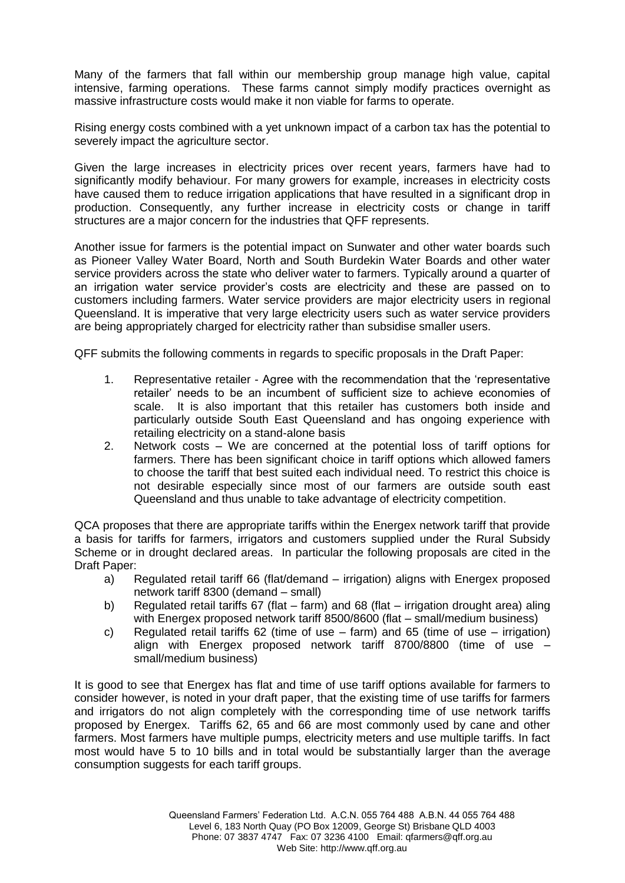Many of the farmers that fall within our membership group manage high value, capital intensive, farming operations. These farms cannot simply modify practices overnight as massive infrastructure costs would make it non viable for farms to operate.

Rising energy costs combined with a yet unknown impact of a carbon tax has the potential to severely impact the agriculture sector.

Given the large increases in electricity prices over recent years, farmers have had to significantly modify behaviour. For many growers for example, increases in electricity costs have caused them to reduce irrigation applications that have resulted in a significant drop in production. Consequently, any further increase in electricity costs or change in tariff structures are a major concern for the industries that QFF represents.

Another issue for farmers is the potential impact on Sunwater and other water boards such as Pioneer Valley Water Board, North and South Burdekin Water Boards and other water service providers across the state who deliver water to farmers. Typically around a quarter of an irrigation water service provider's costs are electricity and these are passed on to customers including farmers. Water service providers are major electricity users in regional Queensland. It is imperative that very large electricity users such as water service providers are being appropriately charged for electricity rather than subsidise smaller users.

QFF submits the following comments in regards to specific proposals in the Draft Paper:

1. Representative retailer - Agree with the recommendation that the 'representative retailer' needs to be an incumbent of sufficient size to achieve economies of scale. It is also important that this retailer has customers both inside and particularly outside South East Queensland and has ongoing experience with retailing electricity on a stand-alone basis
2. Network costs – We are concerned at the potential loss of tariff options for farmers. There has been significant choice in tariff options which allowed famers to choose the tariff that best suited each individual need. To restrict this choice is not desirable especially since most of our farmers are outside south east Queensland and thus unable to take advantage of electricity competition.

QCA proposes that there are appropriate tariffs within the Energex network tariff that provide a basis for tariffs for farmers, irrigators and customers supplied under the Rural Subsidy Scheme or in drought declared areas. In particular the following proposals are cited in the Draft Paper:

a) Regulated retail tariff 66 (flat/demand – irrigation) aligns with Energex proposed network tariff 8300 (demand – small)
b) Regulated retail tariffs 67 (flat – farm) and 68 (flat – irrigation drought area) aling with Energex proposed network tariff 8500/8600 (flat – small/medium business)
c) Regulated retail tariffs 62 (time of use – farm) and 65 (time of use – irrigation) align with Energex proposed network tariff 8700/8800 (time of use – small/medium business)

It is good to see that Energex has flat and time of use tariff options available for farmers to consider however, is noted in your draft paper, that the existing time of use tariffs for farmers and irrigators do not align completely with the corresponding time of use network tariffs proposed by Energex. Tariffs 62, 65 and 66 are most commonly used by cane and other farmers. Most farmers have multiple pumps, electricity meters and use multiple tariffs. In fact most would have 5 to 10 bills and in total would be substantially larger than the average consumption suggests for each tariff groups.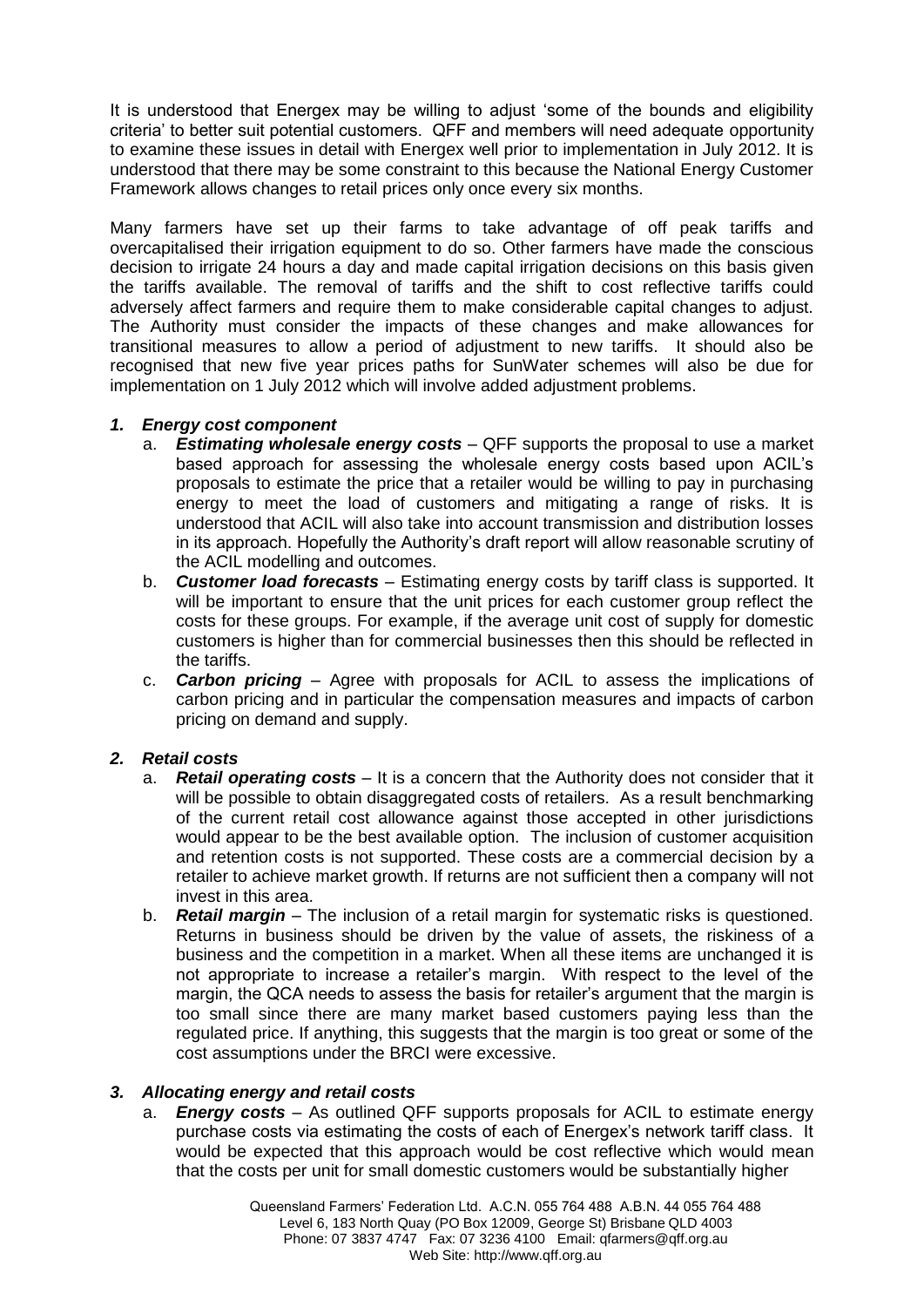It is understood that Energex may be willing to adjust 'some of the bounds and eligibility criteria' to better suit potential customers. QFF and members will need adequate opportunity to examine these issues in detail with Energex well prior to implementation in July 2012. It is understood that there may be some constraint to this because the National Energy Customer Framework allows changes to retail prices only once every six months.

Many farmers have set up their farms to take advantage of off peak tariffs and overcapitalised their irrigation equipment to do so. Other farmers have made the conscious decision to irrigate 24 hours a day and made capital irrigation decisions on this basis given the tariffs available. The removal of tariffs and the shift to cost reflective tariffs could adversely affect farmers and require them to make considerable capital changes to adjust. The Authority must consider the impacts of these changes and make allowances for transitional measures to allow a period of adjustment to new tariffs. It should also be recognised that new five year prices paths for SunWater schemes will also be due for implementation on 1 July 2012 which will involve added adjustment problems.

### *1. Energy cost component*

a. ***Estimating wholesale energy costs*** – QFF supports the proposal to use a market based approach for assessing the wholesale energy costs based upon ACIL's proposals to estimate the price that a retailer would be willing to pay in purchasing energy to meet the load of customers and mitigating a range of risks. It is understood that ACIL will also take into account transmission and distribution losses in its approach. Hopefully the Authority's draft report will allow reasonable scrutiny of the ACIL modelling and outcomes.

b. ***Customer load forecasts*** – Estimating energy costs by tariff class is supported. It will be important to ensure that the unit prices for each customer group reflect the costs for these groups. For example, if the average unit cost of supply for domestic customers is higher than for commercial businesses then this should be reflected in the tariffs.

c. ***Carbon pricing*** – Agree with proposals for ACIL to assess the implications of carbon pricing and in particular the compensation measures and impacts of carbon pricing on demand and supply.

### *2. Retail costs*

a. ***Retail operating costs*** – It is a concern that the Authority does not consider that it will be possible to obtain disaggregated costs of retailers. As a result benchmarking of the current retail cost allowance against those accepted in other jurisdictions would appear to be the best available option. The inclusion of customer acquisition and retention costs is not supported. These costs are a commercial decision by a retailer to achieve market growth. If returns are not sufficient then a company will not invest in this area.

b. ***Retail margin*** – The inclusion of a retail margin for systematic risks is questioned. Returns in business should be driven by the value of assets, the riskiness of a business and the competition in a market. When all these items are unchanged it is not appropriate to increase a retailer's margin. With respect to the level of the margin, the QCA needs to assess the basis for retailer's argument that the margin is too small since there are many market based customers paying less than the regulated price. If anything, this suggests that the margin is too great or some of the cost assumptions under the BRCI were excessive.

### *3. Allocating energy and retail costs*

a. ***Energy costs*** – As outlined QFF supports proposals for ACIL to estimate energy purchase costs via estimating the costs of each of Energex's network tariff class. It would be expected that this approach would be cost reflective which would mean that the costs per unit for small domestic customers would be substantially higher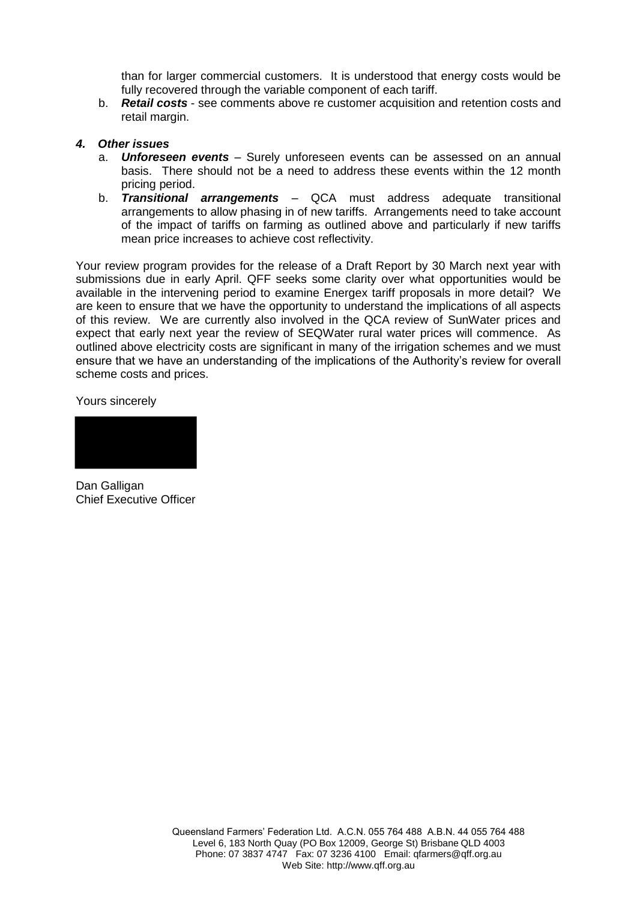than for larger commercial customers. It is understood that energy costs would be fully recovered through the variable component of each tariff.

b. ***Retail costs*** - see comments above re customer acquisition and retention costs and retail margin.

***4. Other issues***

a. ***Unforeseen events*** – Surely unforeseen events can be assessed on an annual basis. There should not be a need to address these events within the 12 month pricing period.

b. ***Transitional arrangements*** – QCA must address adequate transitional arrangements to allow phasing in of new tariffs. Arrangements need to take account of the impact of tariffs on farming as outlined above and particularly if new tariffs mean price increases to achieve cost reflectivity.

Your review program provides for the release of a Draft Report by 30 March next year with submissions due in early April. QFF seeks some clarity over what opportunities would be available in the intervening period to examine Energex tariff proposals in more detail? We are keen to ensure that we have the opportunity to understand the implications of all aspects of this review. We are currently also involved in the QCA review of SunWater prices and expect that early next year the review of SEQWater rural water prices will commence. As outlined above electricity costs are significant in many of the irrigation schemes and we must ensure that we have an understanding of the implications of the Authority's review for overall scheme costs and prices.

Yours sincerely

Dan Galligan
Chief Executive Officer

Queensland Farmers' Federation Ltd. A.C.N. 055 764 488 A.B.N. 44 055 764 488
Level 6, 183 North Quay (PO Box 12009, George St) Brisbane QLD 4003
Phone: 07 3837 4747 Fax: 07 3236 4100 Email: qfarmers@qff.org.au
Web Site: http://www.qff.org.au